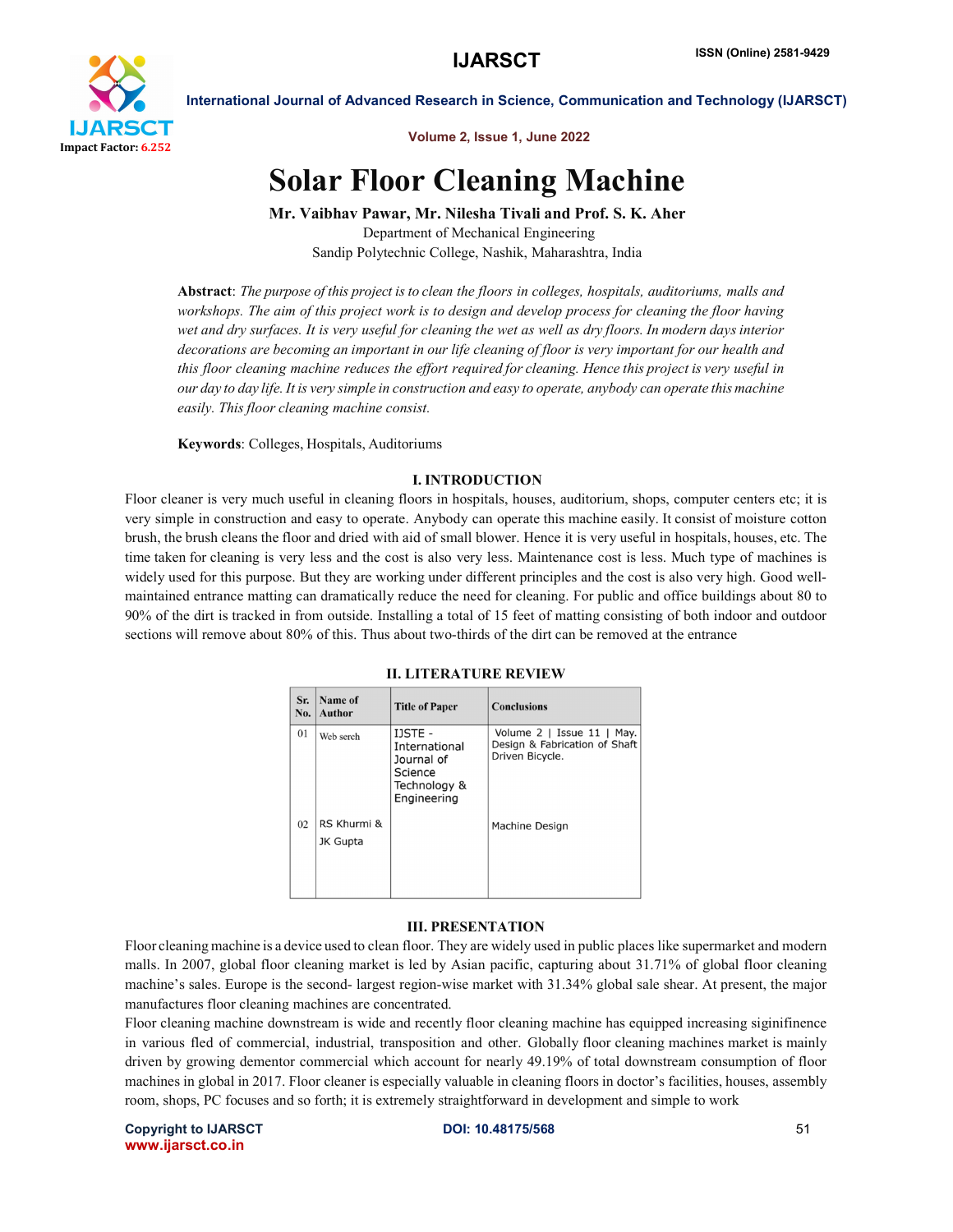# Solar Floor Cleaning Machine

**Mr. Vaibhav Pawar, Mr. Nilesha Tivali and Prof. S. K. Aher**

Department of Mechanical Engineering

Sandip Polytechnic College, Nashik, Maharashtra, India

**Abstract**: *The purpose of this project is to clean the floors in colleges, hospitals, auditoriums, malls and workshops. The aim of this project work is to design and develop process for cleaning the floor having wet and dry surfaces. It is very useful for cleaning the wet as well as dry floors. In modern days interior decorations are becoming an important in our life cleaning of floor is very important for our health and this floor cleaning machine reduces the effort required for cleaning. Hence this project is very useful in our day to day life. It is very simple in construction and easy to operate, anybody can operate this machine easily. This floor cleaning machine consist.*

**Keywords**: Colleges, Hospitals, Auditoriums

## I. INTRODUCTION

Floor cleaner is very much useful in cleaning floors in hospitals, houses, auditorium, shops, computer centers etc; it is very simple in construction and easy to operate. Anybody can operate this machine easily. It consist of moisture cotton brush, the brush cleans the floor and dried with aid of small blower. Hence it is very useful in hospitals, houses, etc. The time taken for cleaning is very less and the cost is also very less. Maintenance cost is less. Much type of machines is widely used for this purpose. But they are working under different principles and the cost is also very high. Good well-maintained entrance matting can dramatically reduce the need for cleaning. For public and office buildings about 80 to 90% of the dirt is tracked in from outside. Installing a total of 15 feet of matting consisting of both indoor and outdoor sections will remove about 80% of this. Thus about two-thirds of the dirt can be removed at the entrance

## II. LITERATURE REVIEW

| Sr. No. | Name of Author | Title of Paper | Conclusions |
|---|---|---|---|
| 01 | Web serch | IJSTE - International Journal of Science Technology & Engineering | Volume 2 \| Issue 11 \| May. Design & Fabrication of Shaft Driven Bicycle. |
| 02 | RS Khurmi & JK Gupta | | Machine Design |

## III. PRESENTATION

Floor cleaning machine is a device used to clean floor. They are widely used in public places like supermarket and modern malls. In 2007, global floor cleaning market is led by Asian pacific, capturing about 31.71% of global floor cleaning machine's sales. Europe is the second- largest region-wise market with 31.34% global sale shear. At present, the major manufactures floor cleaning machines are concentrated.

Floor cleaning machine downstream is wide and recently floor cleaning machine has equipped increasing siginifinence in various fled of commercial, industrial, transposition and other. Globally floor cleaning machines market is mainly driven by growing dementor commercial which account for nearly 49.19% of total downstream consumption of floor machines in global in 2017. Floor cleaner is especially valuable in cleaning floors in doctor's facilities, houses, assembly room, shops, PC focuses and so forth; it is extremely straightforward in development and simple to work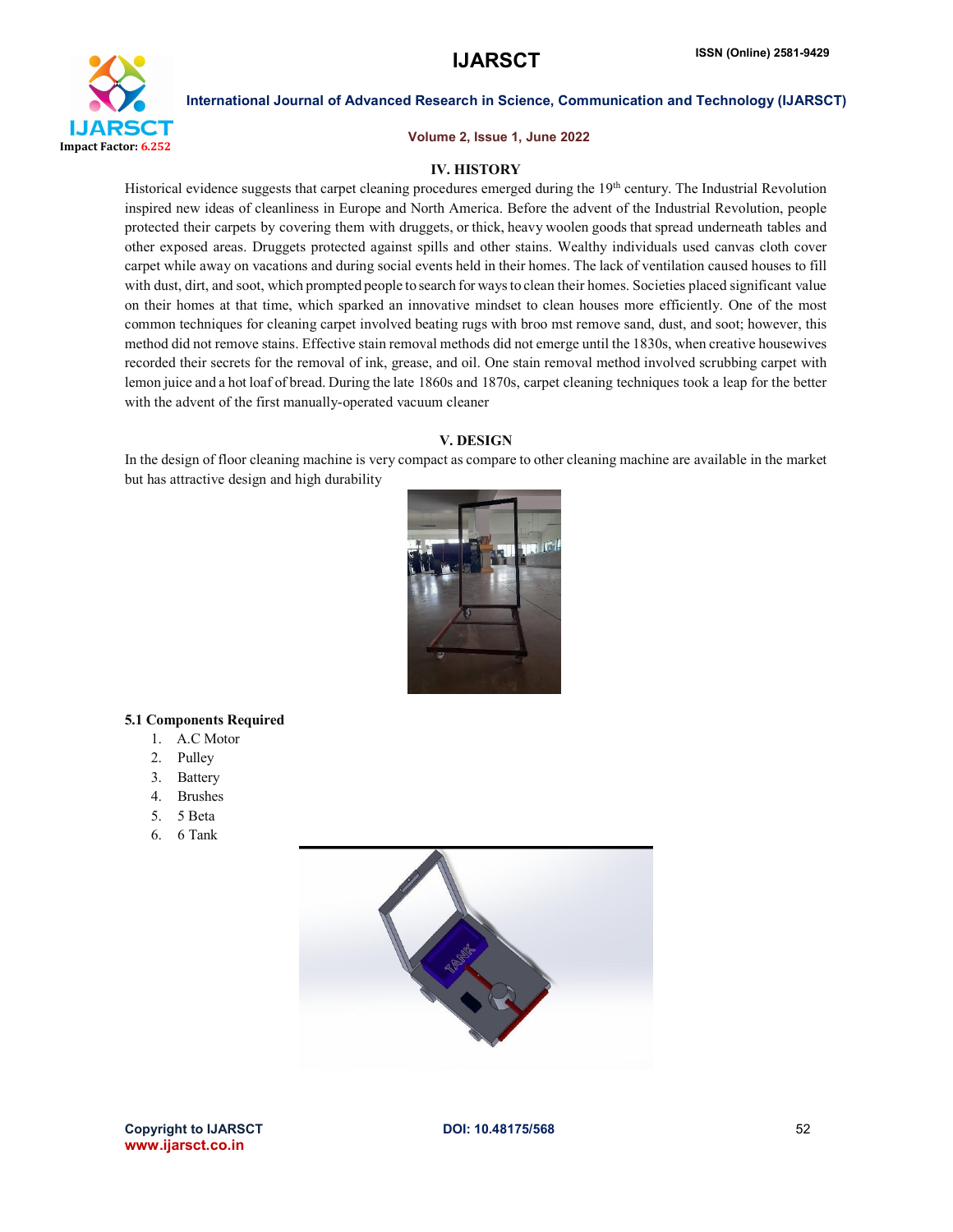## IV. HISTORY

Historical evidence suggests that carpet cleaning procedures emerged during the 19th century. The Industrial Revolution inspired new ideas of cleanliness in Europe and North America. Before the advent of the Industrial Revolution, people protected their carpets by covering them with druggets, or thick, heavy woolen goods that spread underneath tables and other exposed areas. Druggets protected against spills and other stains. Wealthy individuals used canvas cloth cover carpet while away on vacations and during social events held in their homes. The lack of ventilation caused houses to fill with dust, dirt, and soot, which prompted people to search for ways to clean their homes. Societies placed significant value on their homes at that time, which sparked an innovative mindset to clean houses more efficiently. One of the most common techniques for cleaning carpet involved beating rugs with broo mst remove sand, dust, and soot; however, this method did not remove stains. Effective stain removal methods did not emerge until the 1830s, when creative housewives recorded their secrets for the removal of ink, grease, and oil. One stain removal method involved scrubbing carpet with lemon juice and a hot loaf of bread. During the late 1860s and 1870s, carpet cleaning techniques took a leap for the better with the advent of the first manually-operated vacuum cleaner

## V. DESIGN

In the design of floor cleaning machine is very compact as compare to other cleaning machine are available in the market but has attractive design and high durability

### 5.1 Components Required

1. A.C Motor
2. Pulley
3. Battery
4. Brushes
5. 5 Beta
6. 6 Tank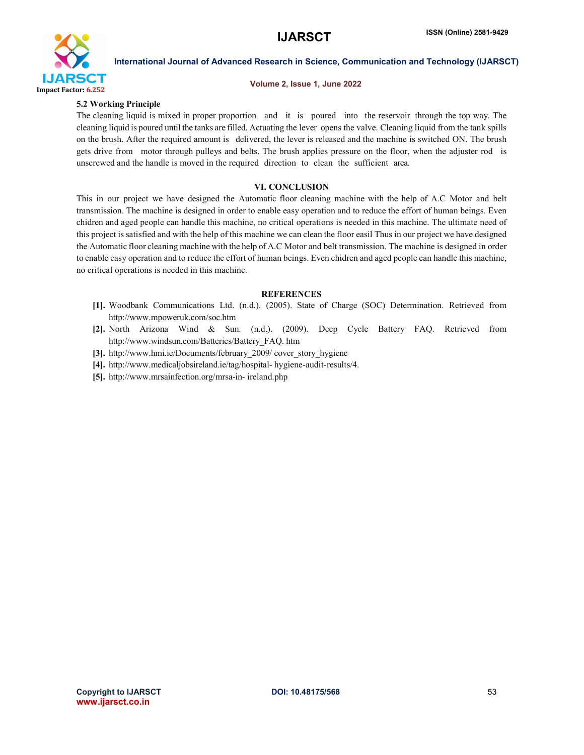### 5.2 Working Principle

The cleaning liquid is mixed in proper proportion and it is poured into the reservoir through the top way. The cleaning liquid is poured until the tanks are filled. Actuating the lever opens the valve. Cleaning liquid from the tank spills on the brush. After the required amount is delivered, the lever is released and the machine is switched ON. The brush gets drive from motor through pulleys and belts. The brush applies pressure on the floor, when the adjuster rod is unscrewed and the handle is moved in the required direction to clean the sufficient area.

## VI. CONCLUSION

This in our project we have designed the Automatic floor cleaning machine with the help of A.C Motor and belt transmission. The machine is designed in order to enable easy operation and to reduce the effort of human beings. Even chidren and aged people can handle this machine, no critical operations is needed in this machine. The ultimate need of this project is satisfied and with the help of this machine we can clean the floor easil Thus in our project we have designed the Automatic floor cleaning machine with the help of A.C Motor and belt transmission. The machine is designed in order to enable easy operation and to reduce the effort of human beings. Even chidren and aged people can handle this machine, no critical operations is needed in this machine.

## REFERENCES

- **[1].** Woodbank Communications Ltd. (n.d.). (2005). State of Charge (SOC) Determination. Retrieved from http://www.mpoweruk.com/soc.htm
- **[2].** North Arizona Wind & Sun. (n.d.). (2009). Deep Cycle Battery FAQ. Retrieved from http://www.windsun.com/Batteries/Battery_FAQ. htm
- **[3].** http://www.hmi.ie/Documents/february_2009/ cover_story_hygiene
- **[4].** http://www.medicaljobsireland.ie/tag/hospital- hygiene-audit-results/4.
- **[5].** http://www.mrsainfection.org/mrsa-in- ireland.php